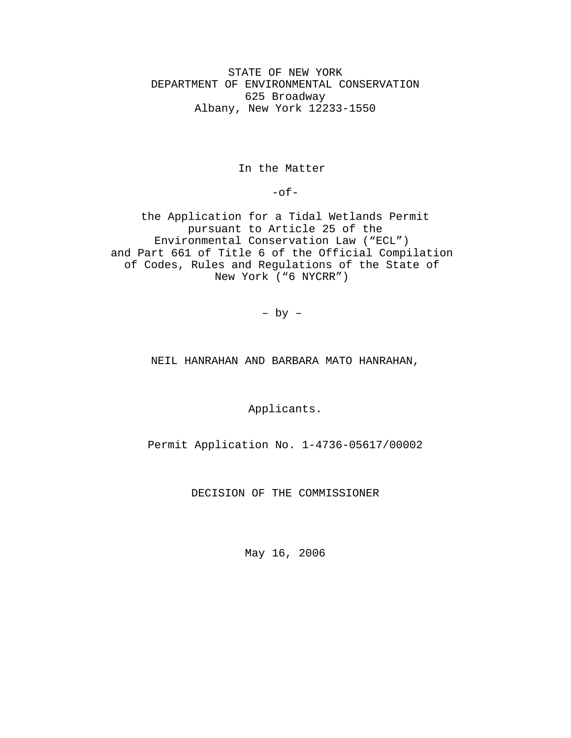STATE OF NEW YORK
DEPARTMENT OF ENVIRONMENTAL CONSERVATION
625 Broadway
Albany, New York 12233-1550

In the Matter

-of-

the Application for a Tidal Wetlands Permit pursuant to Article 25 of the Environmental Conservation Law ("ECL") and Part 661 of Title 6 of the Official Compilation of Codes, Rules and Regulations of the State of New York ("6 NYCRR")

– by –

NEIL HANRAHAN AND BARBARA MATO HANRAHAN,

Applicants.

Permit Application No. 1-4736-05617/00002

DECISION OF THE COMMISSIONER

May 16, 2006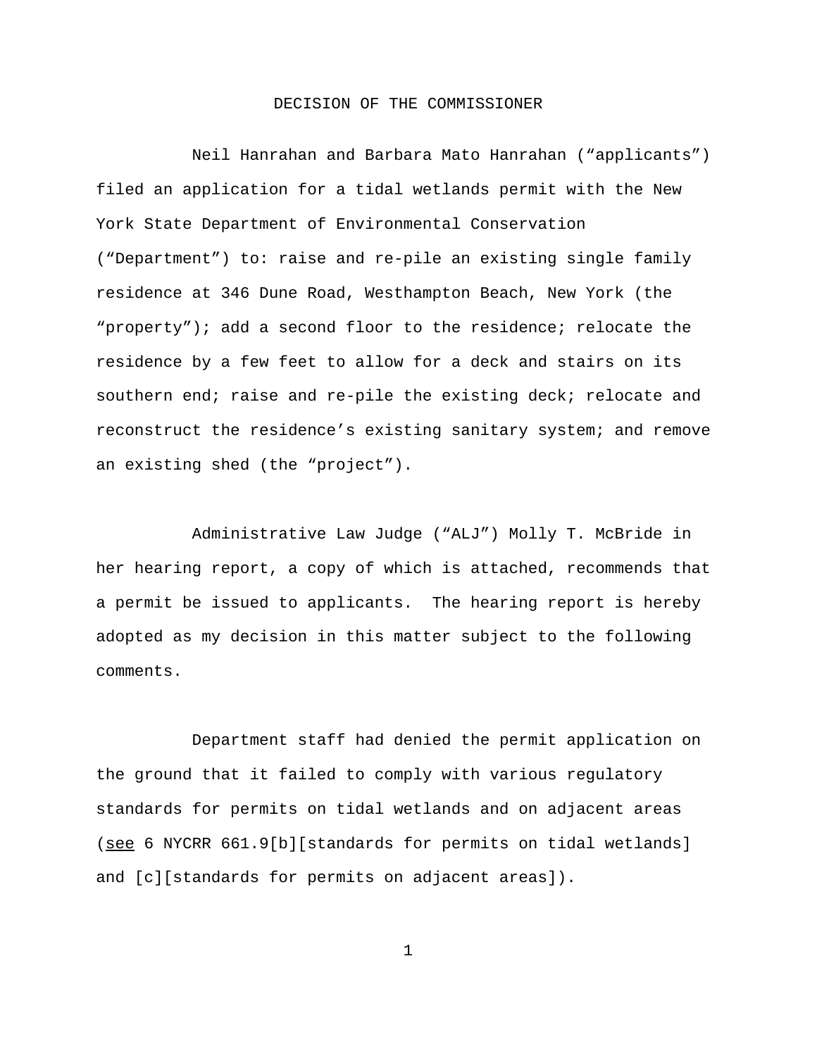# DECISION OF THE COMMISSIONER

Neil Hanrahan and Barbara Mato Hanrahan (“applicants”) filed an application for a tidal wetlands permit with the New York State Department of Environmental Conservation (“Department”) to: raise and re-pile an existing single family residence at 346 Dune Road, Westhampton Beach, New York (the “property”); add a second floor to the residence; relocate the residence by a few feet to allow for a deck and stairs on its southern end; raise and re-pile the existing deck; relocate and reconstruct the residence’s existing sanitary system; and remove an existing shed (the “project”).

Administrative Law Judge (“ALJ”) Molly T. McBride in her hearing report, a copy of which is attached, recommends that a permit be issued to applicants. The hearing report is hereby adopted as my decision in this matter subject to the following comments.

Department staff had denied the permit application on the ground that it failed to comply with various regulatory standards for permits on tidal wetlands and on adjacent areas (see 6 NYCRR 661.9[b][standards for permits on tidal wetlands] and [c][standards for permits on adjacent areas]).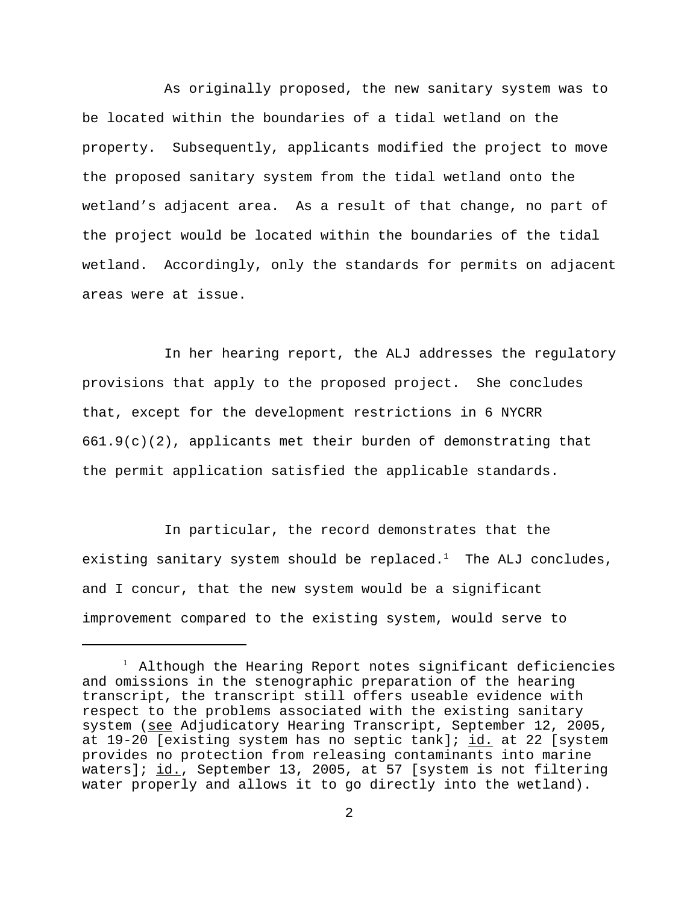As originally proposed, the new sanitary system was to be located within the boundaries of a tidal wetland on the property. Subsequently, applicants modified the project to move the proposed sanitary system from the tidal wetland onto the wetland's adjacent area. As a result of that change, no part of the project would be located within the boundaries of the tidal wetland. Accordingly, only the standards for permits on adjacent areas were at issue.

In her hearing report, the ALJ addresses the regulatory provisions that apply to the proposed project. She concludes that, except for the development restrictions in 6 NYCRR 661.9(c)(2), applicants met their burden of demonstrating that the permit application satisfied the applicable standards.

In particular, the record demonstrates that the existing sanitary system should be replaced.[1] The ALJ concludes, and I concur, that the new system would be a significant improvement compared to the existing system, would serve to

---

[1] Although the Hearing Report notes significant deficiencies and omissions in the stenographic preparation of the hearing transcript, the transcript still offers useable evidence with respect to the problems associated with the existing sanitary system (see Adjudicatory Hearing Transcript, September 12, 2005, at 19-20 [existing system has no septic tank]; id. at 22 [system provides no protection from releasing contaminants into marine waters]; id., September 13, 2005, at 57 [system is not filtering water properly and allows it to go directly into the wetland).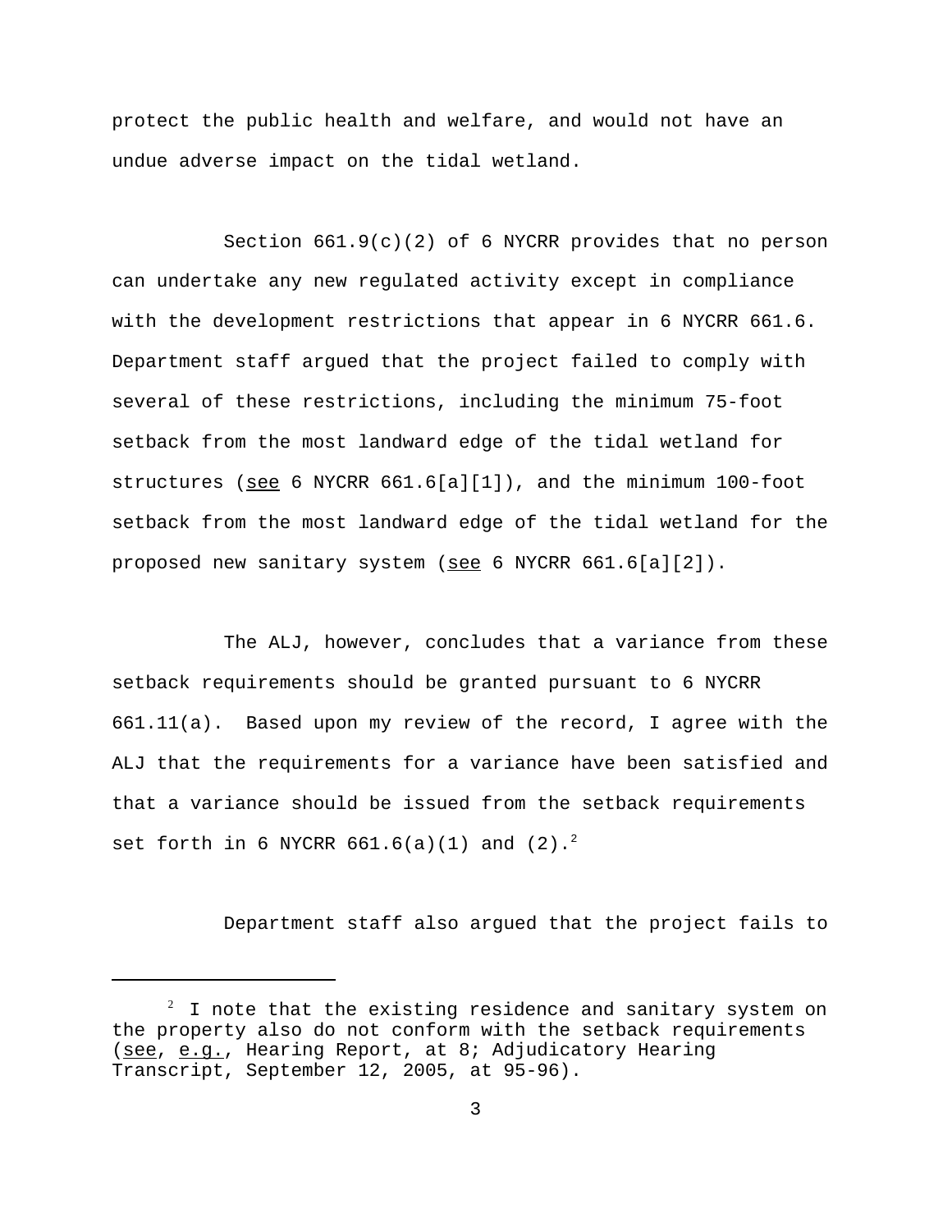protect the public health and welfare, and would not have an undue adverse impact on the tidal wetland.

Section 661.9(c)(2) of 6 NYCRR provides that no person can undertake any new regulated activity except in compliance with the development restrictions that appear in 6 NYCRR 661.6. Department staff argued that the project failed to comply with several of these restrictions, including the minimum 75-foot setback from the most landward edge of the tidal wetland for structures (see 6 NYCRR 661.6[a][1]), and the minimum 100-foot setback from the most landward edge of the tidal wetland for the proposed new sanitary system (see 6 NYCRR 661.6[a][2]).

The ALJ, however, concludes that a variance from these setback requirements should be granted pursuant to 6 NYCRR 661.11(a). Based upon my review of the record, I agree with the ALJ that the requirements for a variance have been satisfied and that a variance should be issued from the setback requirements set forth in 6 NYCRR 661.6(a)(1) and (2).[2]

Department staff also argued that the project fails to

---

[2] I note that the existing residence and sanitary system on the property also do not conform with the setback requirements (see, e.g., Hearing Report, at 8; Adjudicatory Hearing Transcript, September 12, 2005, at 95-96).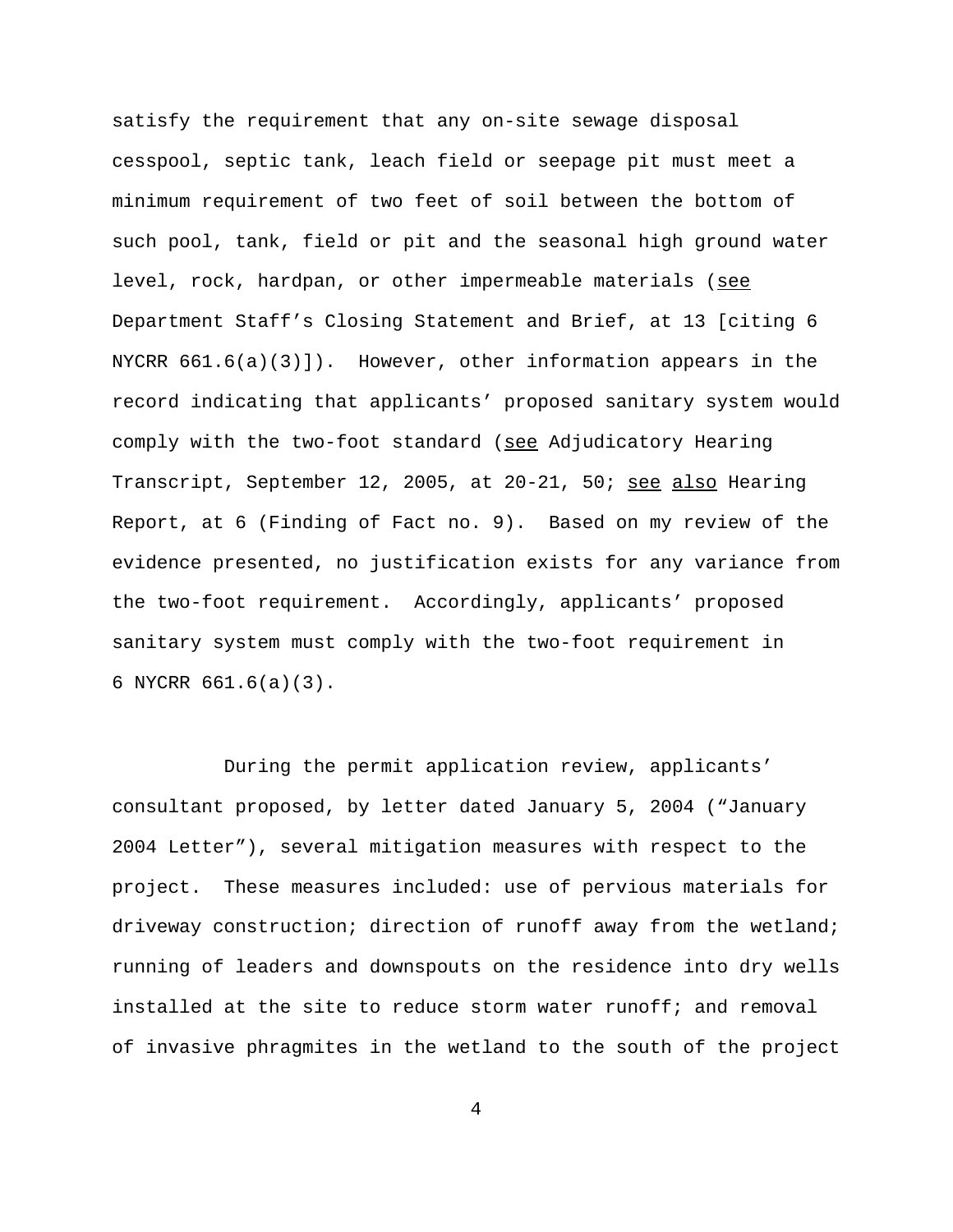satisfy the requirement that any on-site sewage disposal cesspool, septic tank, leach field or seepage pit must meet a minimum requirement of two feet of soil between the bottom of such pool, tank, field or pit and the seasonal high ground water level, rock, hardpan, or other impermeable materials (see Department Staff's Closing Statement and Brief, at 13 [citing 6 NYCRR 661.6(a)(3)]). However, other information appears in the record indicating that applicants' proposed sanitary system would comply with the two-foot standard (see Adjudicatory Hearing Transcript, September 12, 2005, at 20-21, 50; see also Hearing Report, at 6 (Finding of Fact no. 9). Based on my review of the evidence presented, no justification exists for any variance from the two-foot requirement. Accordingly, applicants' proposed sanitary system must comply with the two-foot requirement in 6 NYCRR 661.6(a)(3).

During the permit application review, applicants' consultant proposed, by letter dated January 5, 2004 ("January 2004 Letter"), several mitigation measures with respect to the project. These measures included: use of pervious materials for driveway construction; direction of runoff away from the wetland; running of leaders and downspouts on the residence into dry wells installed at the site to reduce storm water runoff; and removal of invasive phragmites in the wetland to the south of the project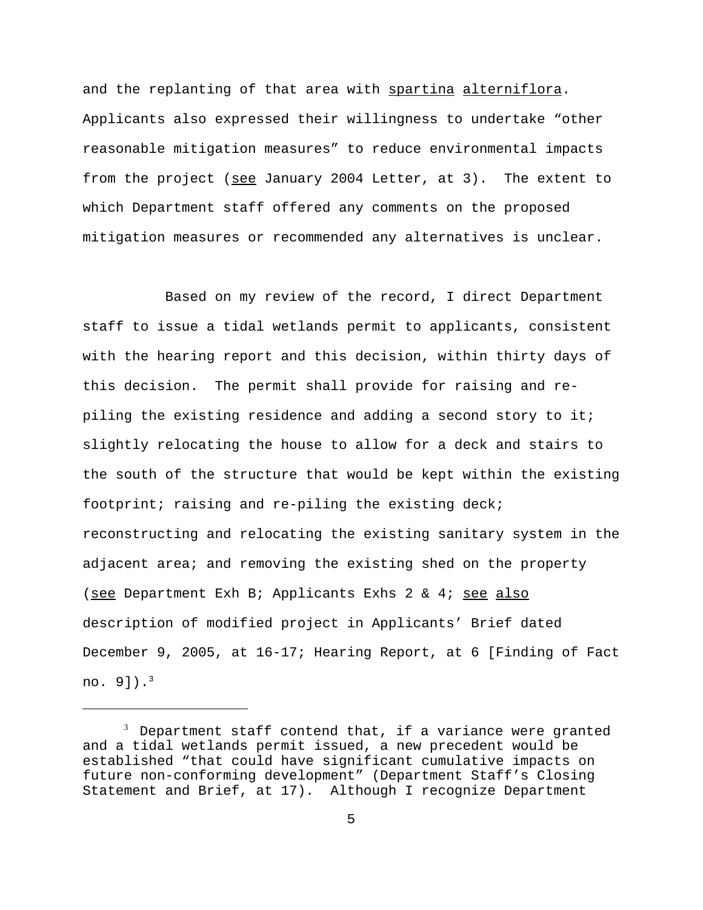and the replanting of that area with _spartina_ _alterniflora_. Applicants also expressed their willingness to undertake "other reasonable mitigation measures" to reduce environmental impacts from the project (_see_ January 2004 Letter, at 3). The extent to which Department staff offered any comments on the proposed mitigation measures or recommended any alternatives is unclear.

Based on my review of the record, I direct Department staff to issue a tidal wetlands permit to applicants, consistent with the hearing report and this decision, within thirty days of this decision. The permit shall provide for raising and re-piling the existing residence and adding a second story to it; slightly relocating the house to allow for a deck and stairs to the south of the structure that would be kept within the existing footprint; raising and re-piling the existing deck; reconstructing and relocating the existing sanitary system in the adjacent area; and removing the existing shed on the property (_see_ Department Exh B; Applicants Exhs 2 & 4; _see_ _also_ description of modified project in Applicants' Brief dated December 9, 2005, at 16-17; Hearing Report, at 6 [Finding of Fact no. 9]).[3]

---

[3] Department staff contend that, if a variance were granted and a tidal wetlands permit issued, a new precedent would be established "that could have significant cumulative impacts on future non-conforming development" (Department Staff's Closing Statement and Brief, at 17). Although I recognize Department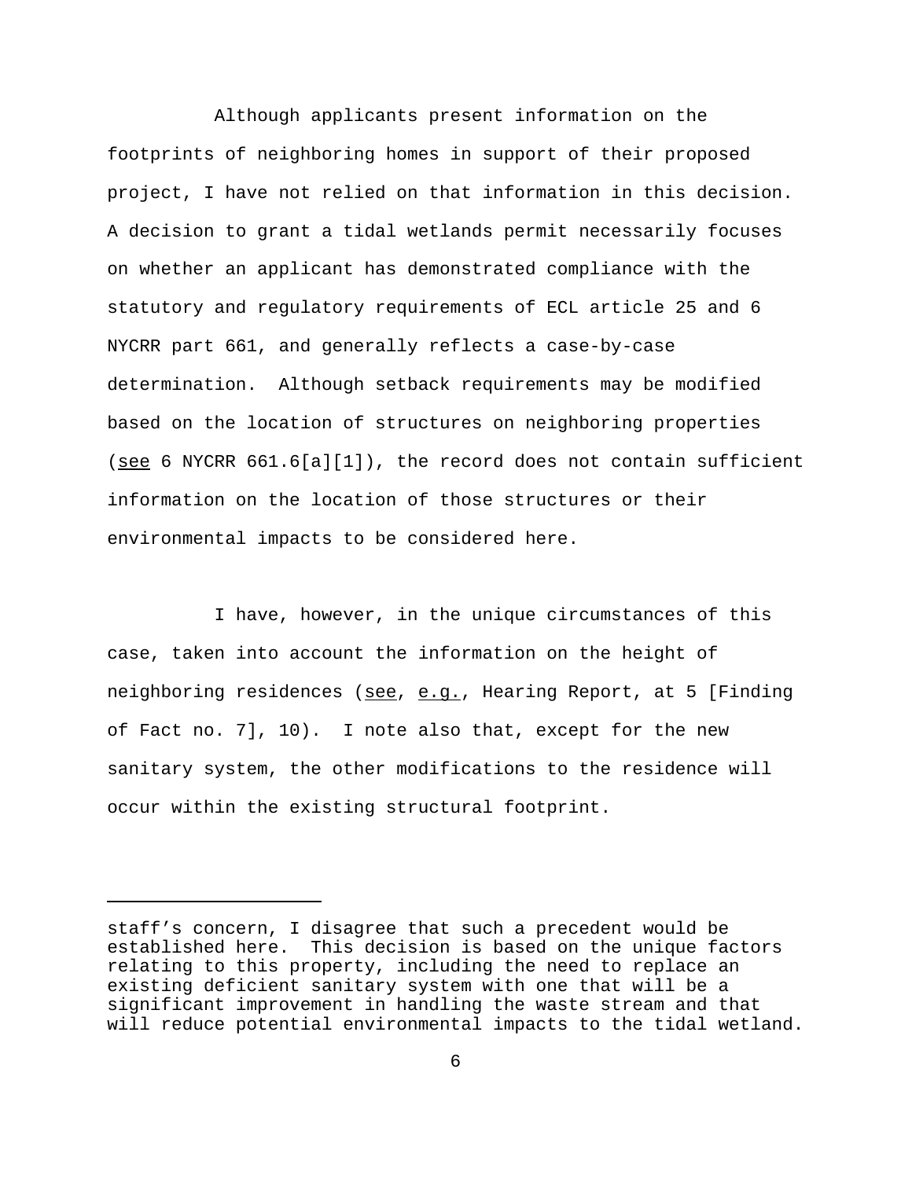Although applicants present information on the footprints of neighboring homes in support of their proposed project, I have not relied on that information in this decision. A decision to grant a tidal wetlands permit necessarily focuses on whether an applicant has demonstrated compliance with the statutory and regulatory requirements of ECL article 25 and 6 NYCRR part 661, and generally reflects a case-by-case determination. Although setback requirements may be modified based on the location of structures on neighboring properties (see 6 NYCRR 661.6[a][1]), the record does not contain sufficient information on the location of those structures or their environmental impacts to be considered here.

I have, however, in the unique circumstances of this case, taken into account the information on the height of neighboring residences (see, e.g., Hearing Report, at 5 [Finding of Fact no. 7], 10). I note also that, except for the new sanitary system, the other modifications to the residence will occur within the existing structural footprint.

---

staff's concern, I disagree that such a precedent would be established here. This decision is based on the unique factors relating to this property, including the need to replace an existing deficient sanitary system with one that will be a significant improvement in handling the waste stream and that will reduce potential environmental impacts to the tidal wetland.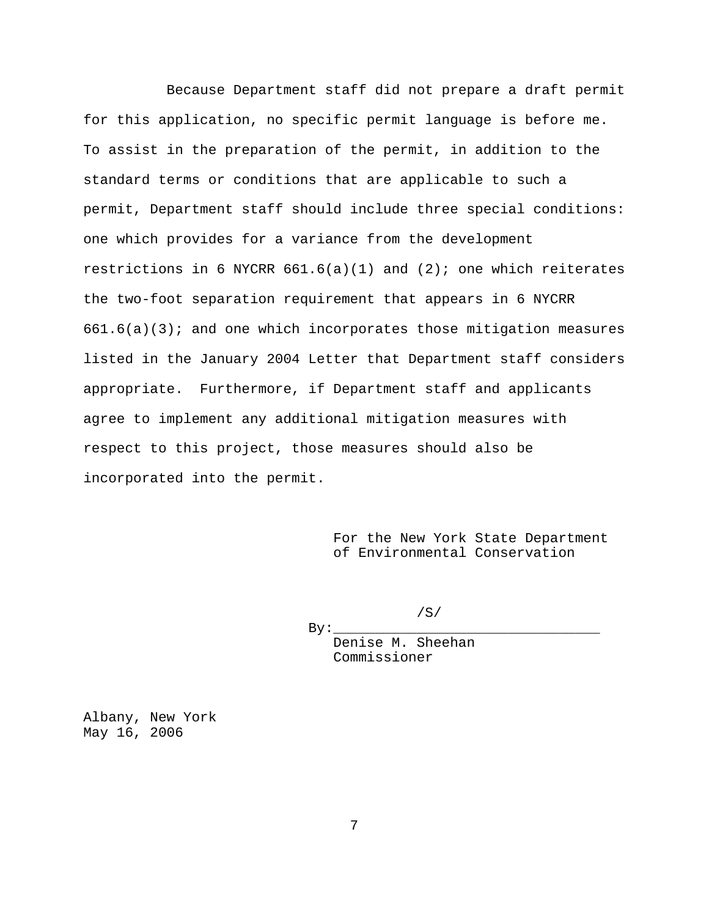Because Department staff did not prepare a draft permit for this application, no specific permit language is before me. To assist in the preparation of the permit, in addition to the standard terms or conditions that are applicable to such a permit, Department staff should include three special conditions: one which provides for a variance from the development restrictions in 6 NYCRR 661.6(a)(1) and (2); one which reiterates the two-foot separation requirement that appears in 6 NYCRR 661.6(a)(3); and one which incorporates those mitigation measures listed in the January 2004 Letter that Department staff considers appropriate. Furthermore, if Department staff and applicants agree to implement any additional mitigation measures with respect to this project, those measures should also be incorporated into the permit.

For the New York State Department of Environmental Conservation

/S/

By:________________________________
Denise M. Sheehan
Commissioner

Albany, New York
May 16, 2006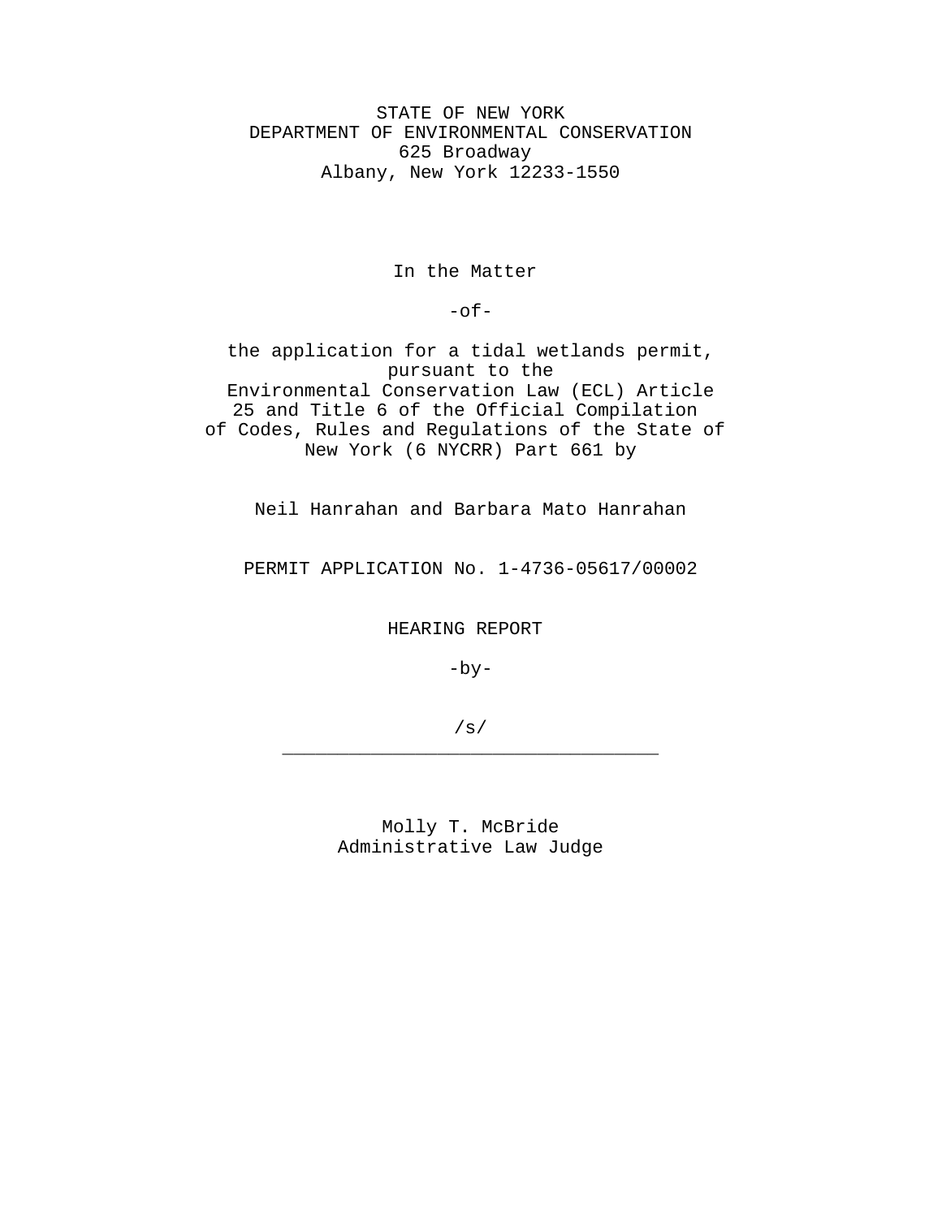STATE OF NEW YORK
DEPARTMENT OF ENVIRONMENTAL CONSERVATION
625 Broadway
Albany, New York 12233-1550

In the Matter

-of-

the application for a tidal wetlands permit, pursuant to the Environmental Conservation Law (ECL) Article 25 and Title 6 of the Official Compilation of Codes, Rules and Regulations of the State of New York (6 NYCRR) Part 661 by

Neil Hanrahan and Barbara Mato Hanrahan

PERMIT APPLICATION No. 1-4736-05617/00002

HEARING REPORT

-by-

/s/
___________________________________

Molly T. McBride
Administrative Law Judge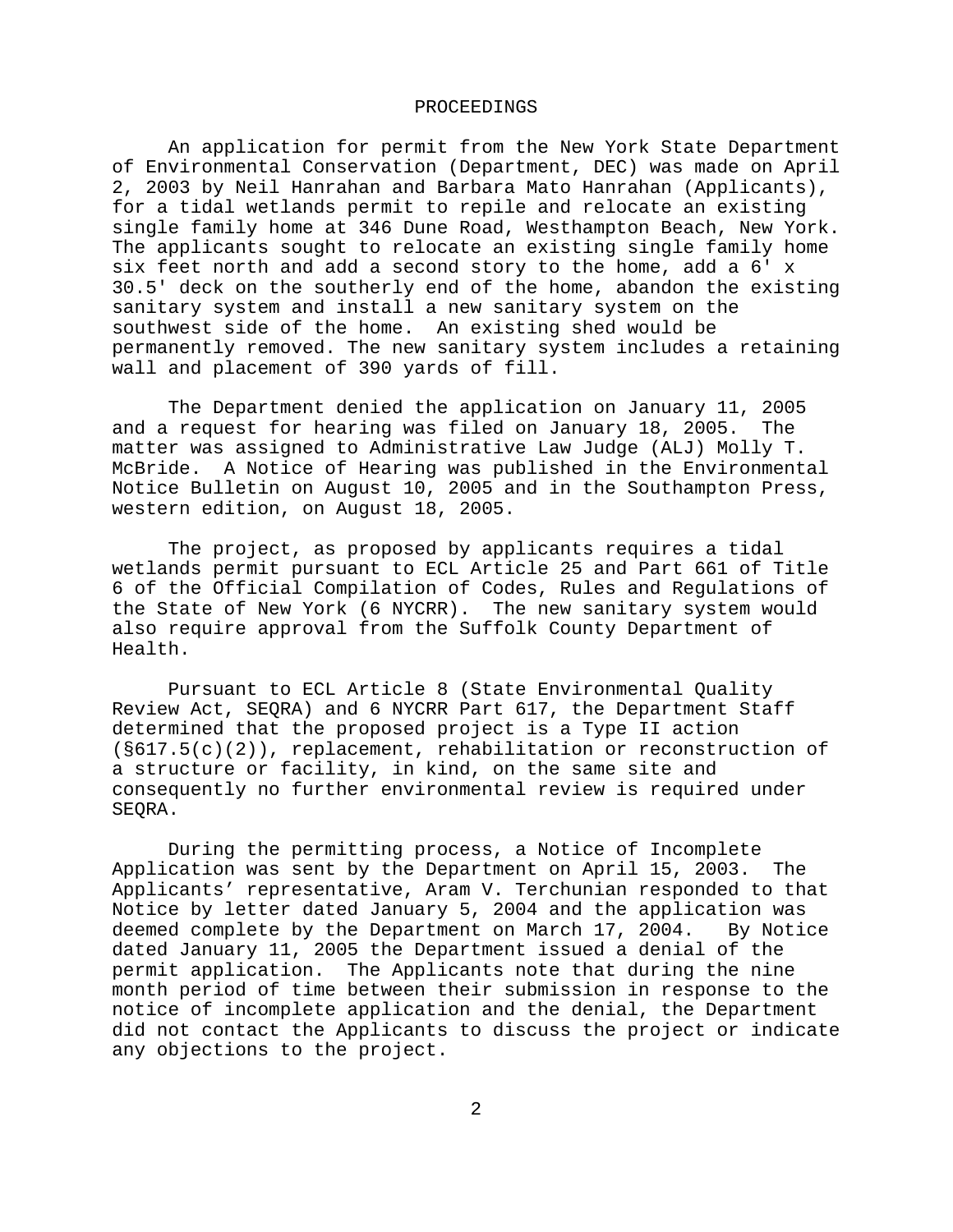# PROCEEDINGS

An application for permit from the New York State Department of Environmental Conservation (Department, DEC) was made on April 2, 2003 by Neil Hanrahan and Barbara Mato Hanrahan (Applicants), for a tidal wetlands permit to repile and relocate an existing single family home at 346 Dune Road, Westhampton Beach, New York. The applicants sought to relocate an existing single family home six feet north and add a second story to the home, add a 6' x 30.5' deck on the southerly end of the home, abandon the existing sanitary system and install a new sanitary system on the southwest side of the home. An existing shed would be permanently removed. The new sanitary system includes a retaining wall and placement of 390 yards of fill.

The Department denied the application on January 11, 2005 and a request for hearing was filed on January 18, 2005. The matter was assigned to Administrative Law Judge (ALJ) Molly T. McBride. A Notice of Hearing was published in the Environmental Notice Bulletin on August 10, 2005 and in the Southampton Press, western edition, on August 18, 2005.

The project, as proposed by applicants requires a tidal wetlands permit pursuant to ECL Article 25 and Part 661 of Title 6 of the Official Compilation of Codes, Rules and Regulations of the State of New York (6 NYCRR). The new sanitary system would also require approval from the Suffolk County Department of Health.

Pursuant to ECL Article 8 (State Environmental Quality Review Act, SEQRA) and 6 NYCRR Part 617, the Department Staff determined that the proposed project is a Type II action (§617.5(c)(2)), replacement, rehabilitation or reconstruction of a structure or facility, in kind, on the same site and consequently no further environmental review is required under SEQRA.

During the permitting process, a Notice of Incomplete Application was sent by the Department on April 15, 2003. The Applicants' representative, Aram V. Terchunian responded to that Notice by letter dated January 5, 2004 and the application was deemed complete by the Department on March 17, 2004. By Notice dated January 11, 2005 the Department issued a denial of the permit application. The Applicants note that during the nine month period of time between their submission in response to the notice of incomplete application and the denial, the Department did not contact the Applicants to discuss the project or indicate any objections to the project.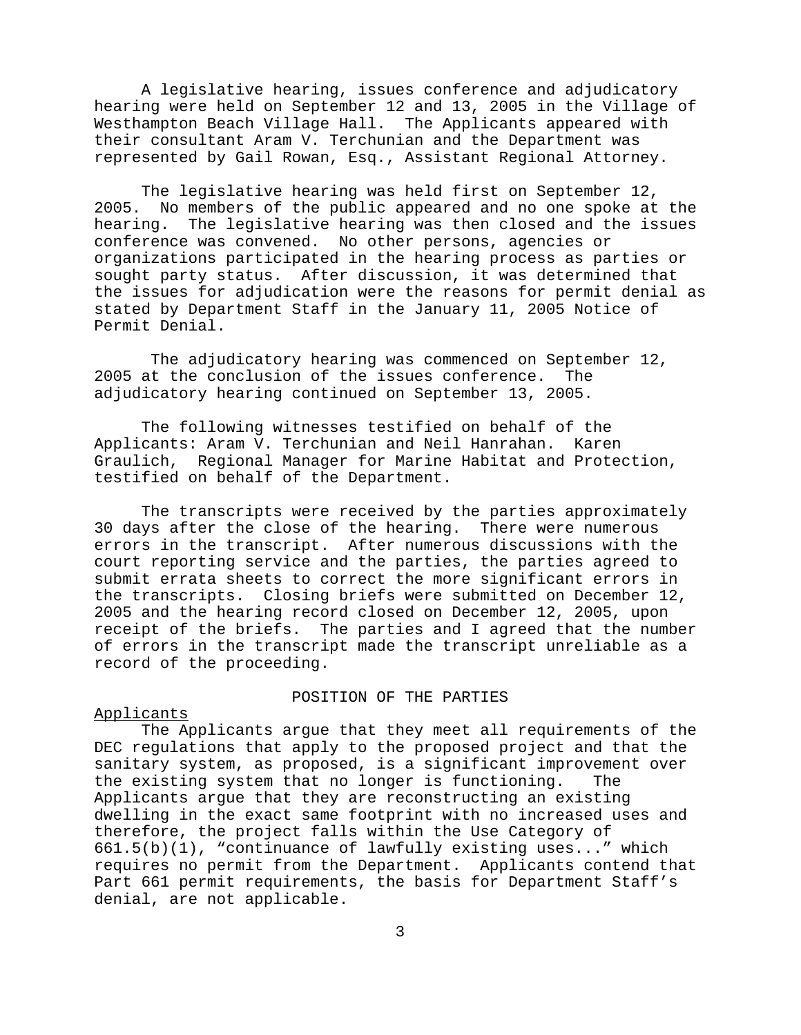A legislative hearing, issues conference and adjudicatory hearing were held on September 12 and 13, 2005 in the Village of Westhampton Beach Village Hall. The Applicants appeared with their consultant Aram V. Terchunian and the Department was represented by Gail Rowan, Esq., Assistant Regional Attorney.

The legislative hearing was held first on September 12, 2005. No members of the public appeared and no one spoke at the hearing. The legislative hearing was then closed and the issues conference was convened. No other persons, agencies or organizations participated in the hearing process as parties or sought party status. After discussion, it was determined that the issues for adjudication were the reasons for permit denial as stated by Department Staff in the January 11, 2005 Notice of Permit Denial.

The adjudicatory hearing was commenced on September 12, 2005 at the conclusion of the issues conference. The adjudicatory hearing continued on September 13, 2005.

The following witnesses testified on behalf of the Applicants: Aram V. Terchunian and Neil Hanrahan. Karen Graulich, Regional Manager for Marine Habitat and Protection, testified on behalf of the Department.

The transcripts were received by the parties approximately 30 days after the close of the hearing. There were numerous errors in the transcript. After numerous discussions with the court reporting service and the parties, the parties agreed to submit errata sheets to correct the more significant errors in the transcripts. Closing briefs were submitted on December 12, 2005 and the hearing record closed on December 12, 2005, upon receipt of the briefs. The parties and I agreed that the number of errors in the transcript made the transcript unreliable as a record of the proceeding.

## POSITION OF THE PARTIES

### Applicants

The Applicants argue that they meet all requirements of the DEC regulations that apply to the proposed project and that the sanitary system, as proposed, is a significant improvement over the existing system that no longer is functioning. The Applicants argue that they are reconstructing an existing dwelling in the exact same footprint with no increased uses and therefore, the project falls within the Use Category of 661.5(b)(1), "continuance of lawfully existing uses..." which requires no permit from the Department. Applicants contend that Part 661 permit requirements, the basis for Department Staff's denial, are not applicable.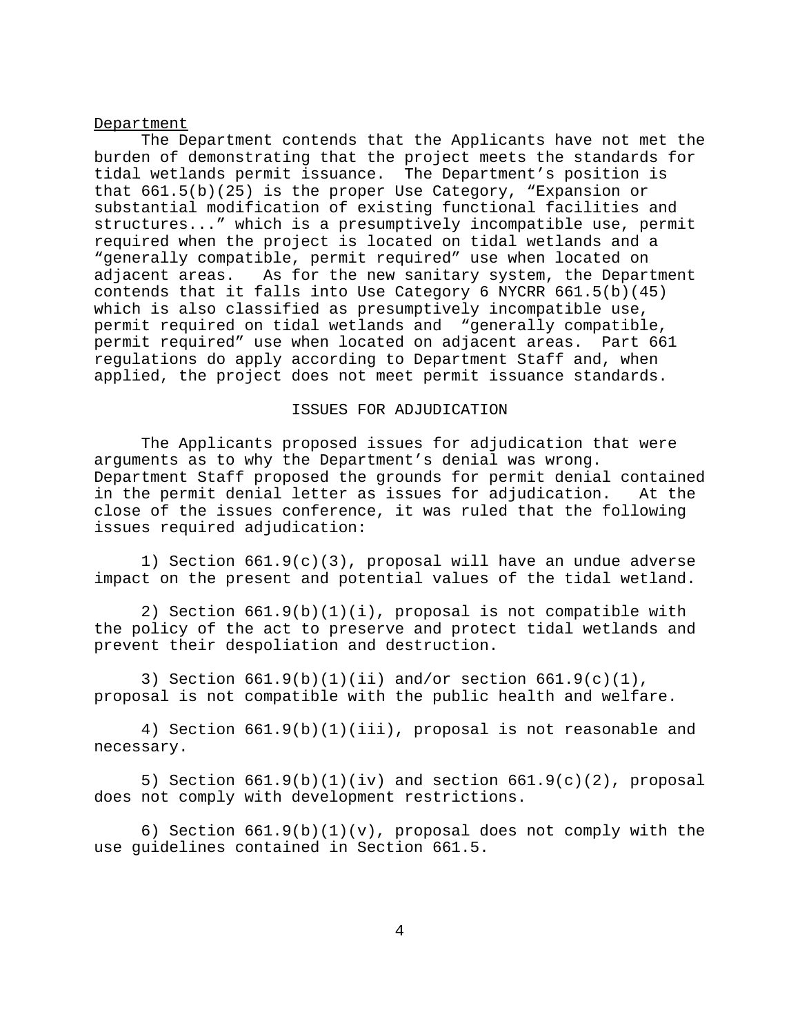Department

The Department contends that the Applicants have not met the burden of demonstrating that the project meets the standards for tidal wetlands permit issuance. The Department's position is that 661.5(b)(25) is the proper Use Category, "Expansion or substantial modification of existing functional facilities and structures..." which is a presumptively incompatible use, permit required when the project is located on tidal wetlands and a "generally compatible, permit required" use when located on adjacent areas. As for the new sanitary system, the Department contends that it falls into Use Category 6 NYCRR 661.5(b)(45) which is also classified as presumptively incompatible use, permit required on tidal wetlands and "generally compatible, permit required" use when located on adjacent areas. Part 661 regulations do apply according to Department Staff and, when applied, the project does not meet permit issuance standards.

## ISSUES FOR ADJUDICATION

The Applicants proposed issues for adjudication that were arguments as to why the Department's denial was wrong. Department Staff proposed the grounds for permit denial contained in the permit denial letter as issues for adjudication. At the close of the issues conference, it was ruled that the following issues required adjudication:

1) Section 661.9(c)(3), proposal will have an undue adverse impact on the present and potential values of the tidal wetland.

2) Section 661.9(b)(1)(i), proposal is not compatible with the policy of the act to preserve and protect tidal wetlands and prevent their despoliation and destruction.

3) Section 661.9(b)(1)(ii) and/or section 661.9(c)(1), proposal is not compatible with the public health and welfare.

4) Section 661.9(b)(1)(iii), proposal is not reasonable and necessary.

5) Section 661.9(b)(1)(iv) and section 661.9(c)(2), proposal does not comply with development restrictions.

6) Section 661.9(b)(1)(v), proposal does not comply with the use guidelines contained in Section 661.5.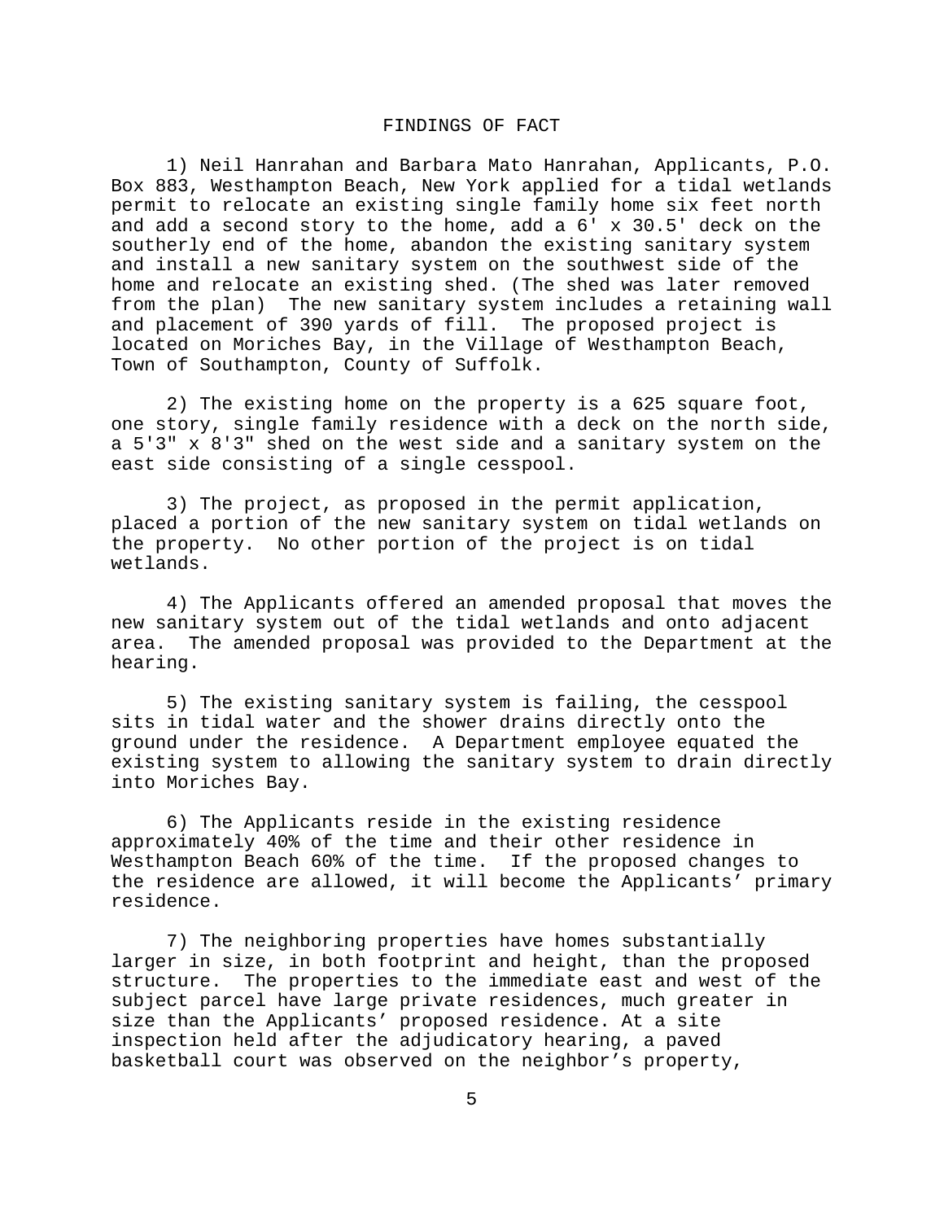## FINDINGS OF FACT

1) Neil Hanrahan and Barbara Mato Hanrahan, Applicants, P.O. Box 883, Westhampton Beach, New York applied for a tidal wetlands permit to relocate an existing single family home six feet north and add a second story to the home, add a 6' x 30.5' deck on the southerly end of the home, abandon the existing sanitary system and install a new sanitary system on the southwest side of the home and relocate an existing shed. (The shed was later removed from the plan) The new sanitary system includes a retaining wall and placement of 390 yards of fill. The proposed project is located on Moriches Bay, in the Village of Westhampton Beach, Town of Southampton, County of Suffolk.

2) The existing home on the property is a 625 square foot, one story, single family residence with a deck on the north side, a 5'3" x 8'3" shed on the west side and a sanitary system on the east side consisting of a single cesspool.

3) The project, as proposed in the permit application, placed a portion of the new sanitary system on tidal wetlands on the property. No other portion of the project is on tidal wetlands.

4) The Applicants offered an amended proposal that moves the new sanitary system out of the tidal wetlands and onto adjacent area. The amended proposal was provided to the Department at the hearing.

5) The existing sanitary system is failing, the cesspool sits in tidal water and the shower drains directly onto the ground under the residence. A Department employee equated the existing system to allowing the sanitary system to drain directly into Moriches Bay.

6) The Applicants reside in the existing residence approximately 40% of the time and their other residence in Westhampton Beach 60% of the time. If the proposed changes to the residence are allowed, it will become the Applicants' primary residence.

7) The neighboring properties have homes substantially larger in size, in both footprint and height, than the proposed structure. The properties to the immediate east and west of the subject parcel have large private residences, much greater in size than the Applicants' proposed residence. At a site inspection held after the adjudicatory hearing, a paved basketball court was observed on the neighbor's property,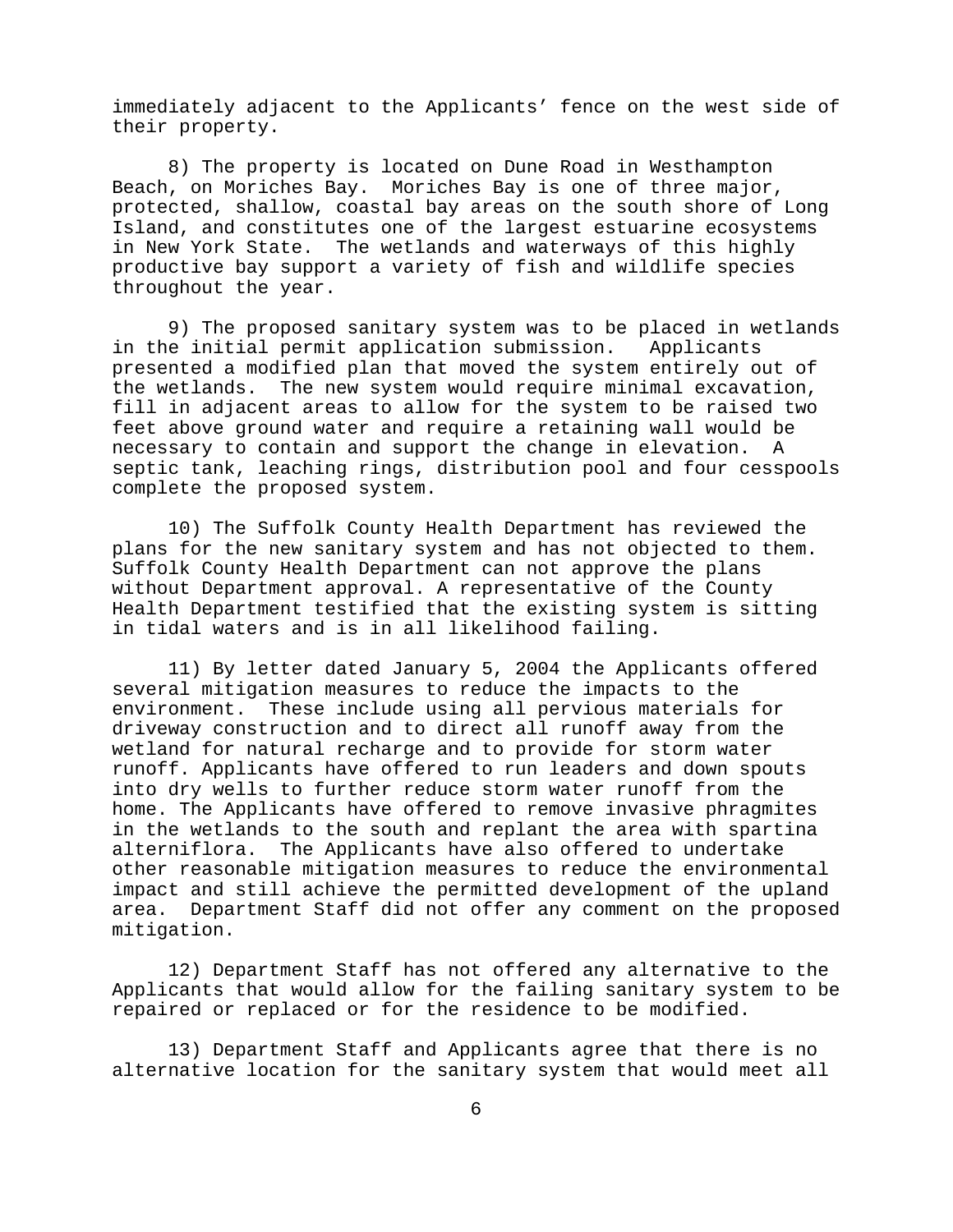immediately adjacent to the Applicants' fence on the west side of their property.

8) The property is located on Dune Road in Westhampton Beach, on Moriches Bay. Moriches Bay is one of three major, protected, shallow, coastal bay areas on the south shore of Long Island, and constitutes one of the largest estuarine ecosystems in New York State. The wetlands and waterways of this highly productive bay support a variety of fish and wildlife species throughout the year.

9) The proposed sanitary system was to be placed in wetlands in the initial permit application submission. Applicants presented a modified plan that moved the system entirely out of the wetlands. The new system would require minimal excavation, fill in adjacent areas to allow for the system to be raised two feet above ground water and require a retaining wall would be necessary to contain and support the change in elevation. A septic tank, leaching rings, distribution pool and four cesspools complete the proposed system.

10) The Suffolk County Health Department has reviewed the plans for the new sanitary system and has not objected to them. Suffolk County Health Department can not approve the plans without Department approval. A representative of the County Health Department testified that the existing system is sitting in tidal waters and is in all likelihood failing.

11) By letter dated January 5, 2004 the Applicants offered several mitigation measures to reduce the impacts to the environment. These include using all pervious materials for driveway construction and to direct all runoff away from the wetland for natural recharge and to provide for storm water runoff. Applicants have offered to run leaders and down spouts into dry wells to further reduce storm water runoff from the home. The Applicants have offered to remove invasive phragmites in the wetlands to the south and replant the area with spartina alterniflora. The Applicants have also offered to undertake other reasonable mitigation measures to reduce the environmental impact and still achieve the permitted development of the upland area. Department Staff did not offer any comment on the proposed mitigation.

12) Department Staff has not offered any alternative to the Applicants that would allow for the failing sanitary system to be repaired or replaced or for the residence to be modified.

13) Department Staff and Applicants agree that there is no alternative location for the sanitary system that would meet all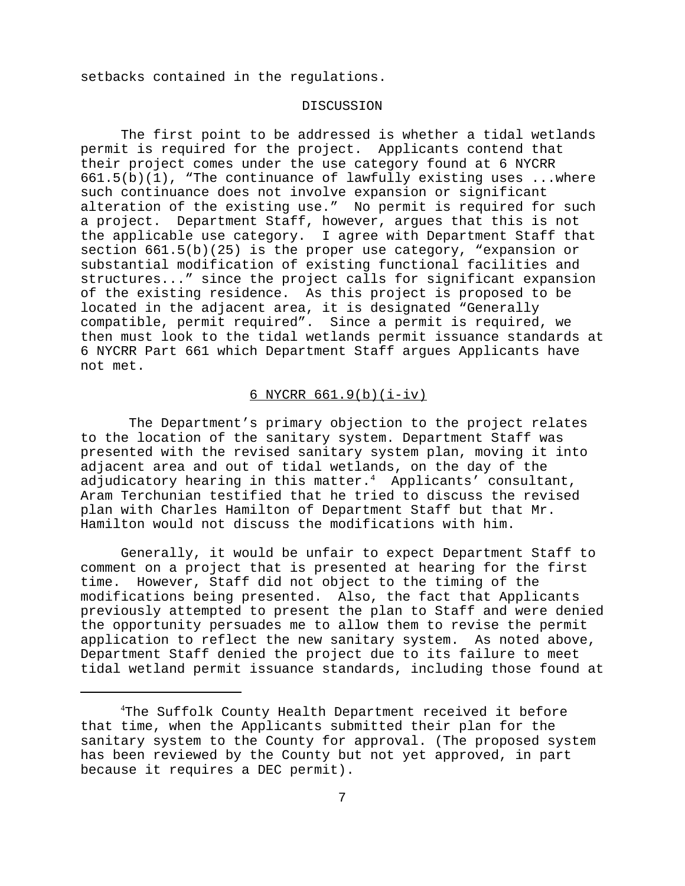setbacks contained in the regulations.

## DISCUSSION

The first point to be addressed is whether a tidal wetlands permit is required for the project. Applicants contend that their project comes under the use category found at 6 NYCRR 661.5(b)(1), "The continuance of lawfully existing uses ...where such continuance does not involve expansion or significant alteration of the existing use." No permit is required for such a project. Department Staff, however, argues that this is not the applicable use category. I agree with Department Staff that section 661.5(b)(25) is the proper use category, "expansion or substantial modification of existing functional facilities and structures..." since the project calls for significant expansion of the existing residence. As this project is proposed to be located in the adjacent area, it is designated "Generally compatible, permit required". Since a permit is required, we then must look to the tidal wetlands permit issuance standards at 6 NYCRR Part 661 which Department Staff argues Applicants have not met.

### 6 NYCRR 661.9(b)(i-iv)

The Department's primary objection to the project relates to the location of the sanitary system. Department Staff was presented with the revised sanitary system plan, moving it into adjacent area and out of tidal wetlands, on the day of the adjudicatory hearing in this matter.[4] Applicants' consultant, Aram Terchunian testified that he tried to discuss the revised plan with Charles Hamilton of Department Staff but that Mr. Hamilton would not discuss the modifications with him.

Generally, it would be unfair to expect Department Staff to comment on a project that is presented at hearing for the first time. However, Staff did not object to the timing of the modifications being presented. Also, the fact that Applicants previously attempted to present the plan to Staff and were denied the opportunity persuades me to allow them to revise the permit application to reflect the new sanitary system. As noted above, Department Staff denied the project due to its failure to meet tidal wetland permit issuance standards, including those found at

[4] The Suffolk County Health Department received it before that time, when the Applicants submitted their plan for the sanitary system to the County for approval. (The proposed system has been reviewed by the County but not yet approved, in part because it requires a DEC permit).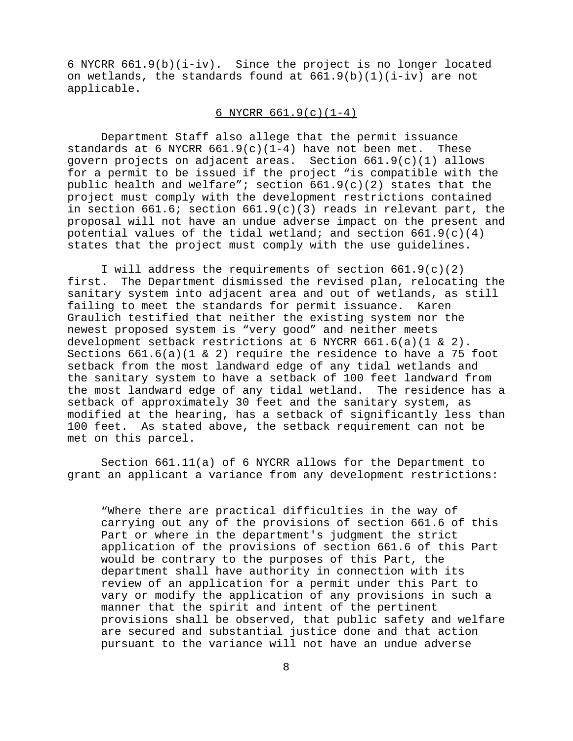6 NYCRR 661.9(b)(i-iv). Since the project is no longer located on wetlands, the standards found at 661.9(b)(1)(i-iv) are not applicable.

<u>6 NYCRR 661.9(c)(1-4)</u>

Department Staff also allege that the permit issuance standards at 6 NYCRR 661.9(c)(1-4) have not been met. These govern projects on adjacent areas. Section 661.9(c)(1) allows for a permit to be issued if the project "is compatible with the public health and welfare"; section 661.9(c)(2) states that the project must comply with the development restrictions contained in section 661.6; section 661.9(c)(3) reads in relevant part, the proposal will not have an undue adverse impact on the present and potential values of the tidal wetland; and section 661.9(c)(4) states that the project must comply with the use guidelines.

I will address the requirements of section 661.9(c)(2) first. The Department dismissed the revised plan, relocating the sanitary system into adjacent area and out of wetlands, as still failing to meet the standards for permit issuance. Karen Graulich testified that neither the existing system nor the newest proposed system is "very good" and neither meets development setback restrictions at 6 NYCRR 661.6(a)(1 & 2). Sections 661.6(a)(1 & 2) require the residence to have a 75 foot setback from the most landward edge of any tidal wetlands and the sanitary system to have a setback of 100 feet landward from the most landward edge of any tidal wetland. The residence has a setback of approximately 30 feet and the sanitary system, as modified at the hearing, has a setback of significantly less than 100 feet. As stated above, the setback requirement can not be met on this parcel.

Section 661.11(a) of 6 NYCRR allows for the Department to grant an applicant a variance from any development restrictions:

> "Where there are practical difficulties in the way of carrying out any of the provisions of section 661.6 of this Part or where in the department's judgment the strict application of the provisions of section 661.6 of this Part would be contrary to the purposes of this Part, the department shall have authority in connection with its review of an application for a permit under this Part to vary or modify the application of any provisions in such a manner that the spirit and intent of the pertinent provisions shall be observed, that public safety and welfare are secured and substantial justice done and that action pursuant to the variance will not have an undue adverse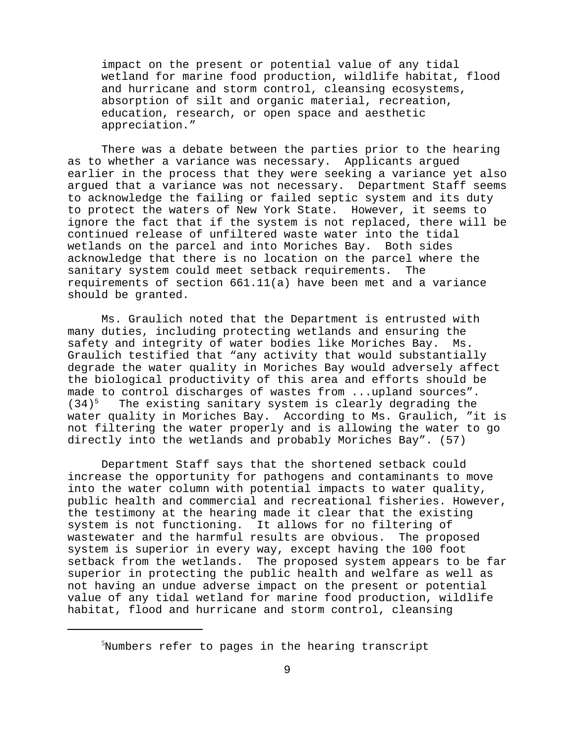impact on the present or potential value of any tidal wetland for marine food production, wildlife habitat, flood and hurricane and storm control, cleansing ecosystems, absorption of silt and organic material, recreation, education, research, or open space and aesthetic appreciation."

There was a debate between the parties prior to the hearing as to whether a variance was necessary. Applicants argued earlier in the process that they were seeking a variance yet also argued that a variance was not necessary. Department Staff seems to acknowledge the failing or failed septic system and its duty to protect the waters of New York State. However, it seems to ignore the fact that if the system is not replaced, there will be continued release of unfiltered waste water into the tidal wetlands on the parcel and into Moriches Bay. Both sides acknowledge that there is no location on the parcel where the sanitary system could meet setback requirements. The requirements of section 661.11(a) have been met and a variance should be granted.

Ms. Graulich noted that the Department is entrusted with many duties, including protecting wetlands and ensuring the safety and integrity of water bodies like Moriches Bay. Ms. Graulich testified that "any activity that would substantially degrade the water quality in Moriches Bay would adversely affect the biological productivity of this area and efforts should be made to control discharges of wastes from ...upland sources". (34)[5] The existing sanitary system is clearly degrading the water quality in Moriches Bay. According to Ms. Graulich, "it is not filtering the water properly and is allowing the water to go directly into the wetlands and probably Moriches Bay". (57)

Department Staff says that the shortened setback could increase the opportunity for pathogens and contaminants to move into the water column with potential impacts to water quality, public health and commercial and recreational fisheries. However, the testimony at the hearing made it clear that the existing system is not functioning. It allows for no filtering of wastewater and the harmful results are obvious. The proposed system is superior in every way, except having the 100 foot setback from the wetlands. The proposed system appears to be far superior in protecting the public health and welfare as well as not having an undue adverse impact on the present or potential value of any tidal wetland for marine food production, wildlife habitat, flood and hurricane and storm control, cleansing

---

[5] Numbers refer to pages in the hearing transcript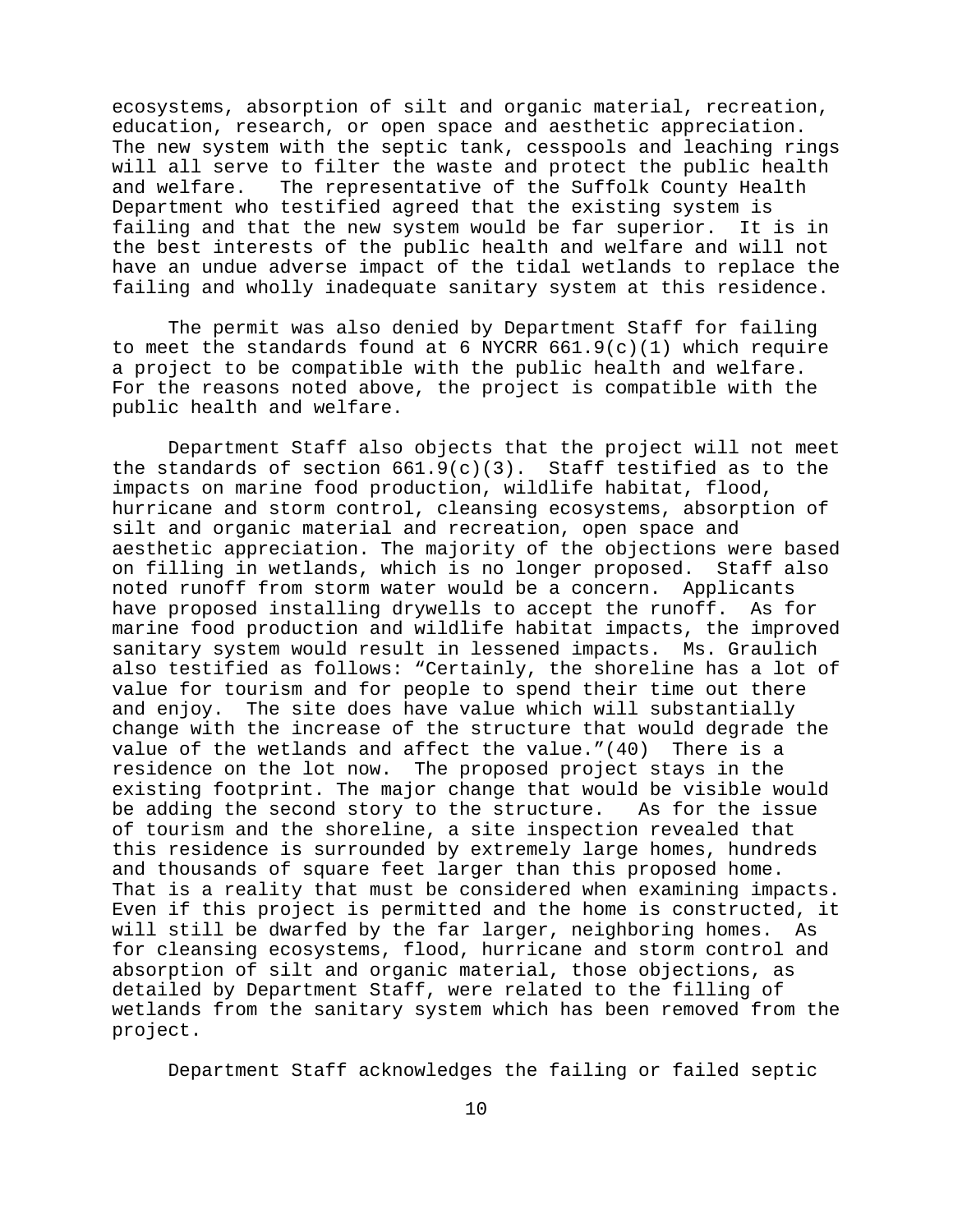ecosystems, absorption of silt and organic material, recreation, education, research, or open space and aesthetic appreciation. The new system with the septic tank, cesspools and leaching rings will all serve to filter the waste and protect the public health and welfare. The representative of the Suffolk County Health Department who testified agreed that the existing system is failing and that the new system would be far superior. It is in the best interests of the public health and welfare and will not have an undue adverse impact of the tidal wetlands to replace the failing and wholly inadequate sanitary system at this residence.

The permit was also denied by Department Staff for failing to meet the standards found at 6 NYCRR 661.9(c)(1) which require a project to be compatible with the public health and welfare. For the reasons noted above, the project is compatible with the public health and welfare.

Department Staff also objects that the project will not meet the standards of section 661.9(c)(3). Staff testified as to the impacts on marine food production, wildlife habitat, flood, hurricane and storm control, cleansing ecosystems, absorption of silt and organic material and recreation, open space and aesthetic appreciation. The majority of the objections were based on filling in wetlands, which is no longer proposed. Staff also noted runoff from storm water would be a concern. Applicants have proposed installing drywells to accept the runoff. As for marine food production and wildlife habitat impacts, the improved sanitary system would result in lessened impacts. Ms. Graulich also testified as follows: “Certainly, the shoreline has a lot of value for tourism and for people to spend their time out there and enjoy. The site does have value which will substantially change with the increase of the structure that would degrade the value of the wetlands and affect the value.”(40) There is a residence on the lot now. The proposed project stays in the existing footprint. The major change that would be visible would be adding the second story to the structure. As for the issue of tourism and the shoreline, a site inspection revealed that this residence is surrounded by extremely large homes, hundreds and thousands of square feet larger than this proposed home. That is a reality that must be considered when examining impacts. Even if this project is permitted and the home is constructed, it will still be dwarfed by the far larger, neighboring homes. As for cleansing ecosystems, flood, hurricane and storm control and absorption of silt and organic material, those objections, as detailed by Department Staff, were related to the filling of wetlands from the sanitary system which has been removed from the project.

Department Staff acknowledges the failing or failed septic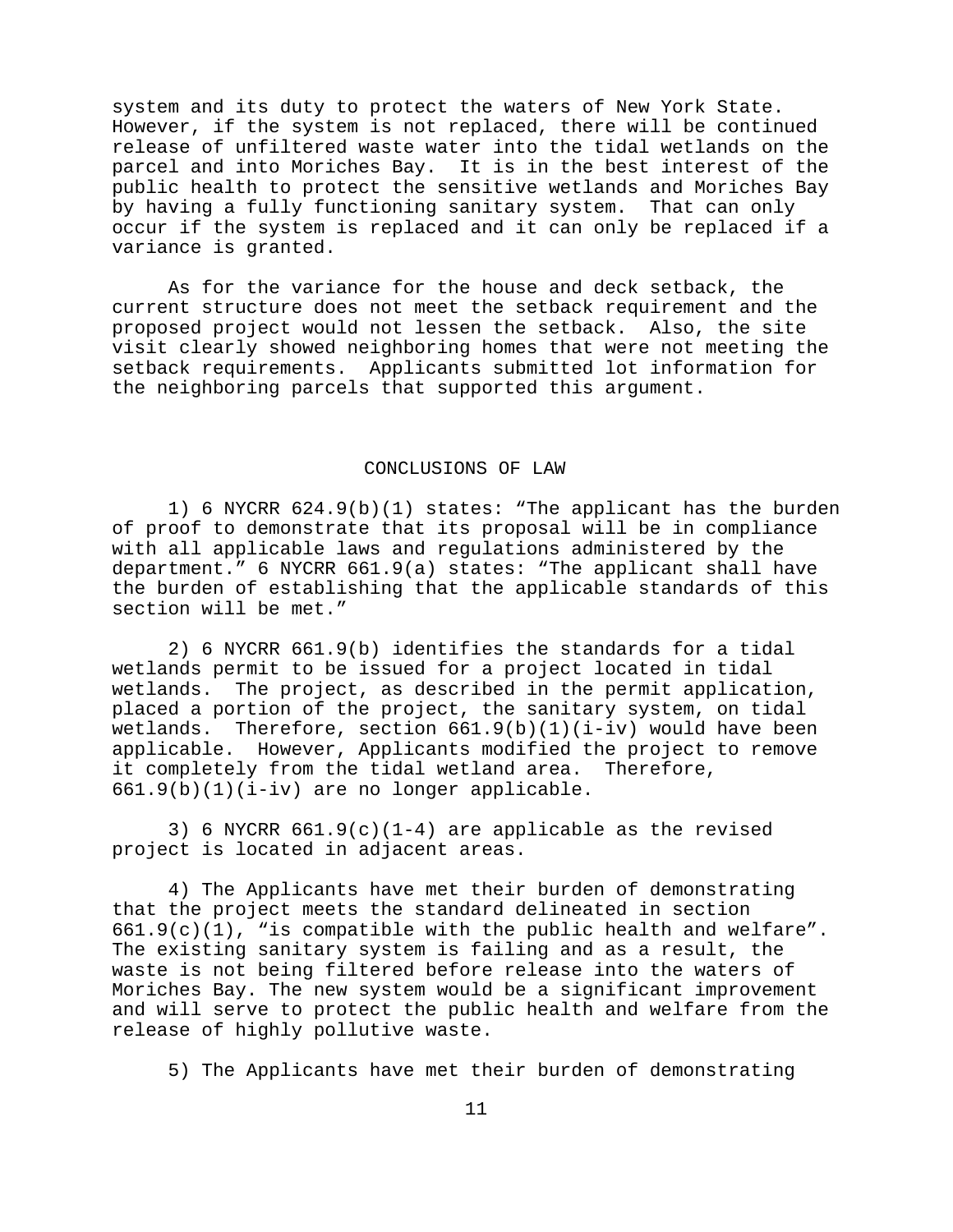system and its duty to protect the waters of New York State. However, if the system is not replaced, there will be continued release of unfiltered waste water into the tidal wetlands on the parcel and into Moriches Bay. It is in the best interest of the public health to protect the sensitive wetlands and Moriches Bay by having a fully functioning sanitary system. That can only occur if the system is replaced and it can only be replaced if a variance is granted.

As for the variance for the house and deck setback, the current structure does not meet the setback requirement and the proposed project would not lessen the setback. Also, the site visit clearly showed neighboring homes that were not meeting the setback requirements. Applicants submitted lot information for the neighboring parcels that supported this argument.

## CONCLUSIONS OF LAW

1) 6 NYCRR 624.9(b)(1) states: "The applicant has the burden of proof to demonstrate that its proposal will be in compliance with all applicable laws and regulations administered by the department." 6 NYCRR 661.9(a) states: "The applicant shall have the burden of establishing that the applicable standards of this section will be met."

2) 6 NYCRR 661.9(b) identifies the standards for a tidal wetlands permit to be issued for a project located in tidal wetlands. The project, as described in the permit application, placed a portion of the project, the sanitary system, on tidal wetlands. Therefore, section 661.9(b)(1)(i-iv) would have been applicable. However, Applicants modified the project to remove it completely from the tidal wetland area. Therefore, 661.9(b)(1)(i-iv) are no longer applicable.

3) 6 NYCRR 661.9(c)(1-4) are applicable as the revised project is located in adjacent areas.

4) The Applicants have met their burden of demonstrating that the project meets the standard delineated in section 661.9(c)(1), "is compatible with the public health and welfare". The existing sanitary system is failing and as a result, the waste is not being filtered before release into the waters of Moriches Bay. The new system would be a significant improvement and will serve to protect the public health and welfare from the release of highly pollutive waste.

5) The Applicants have met their burden of demonstrating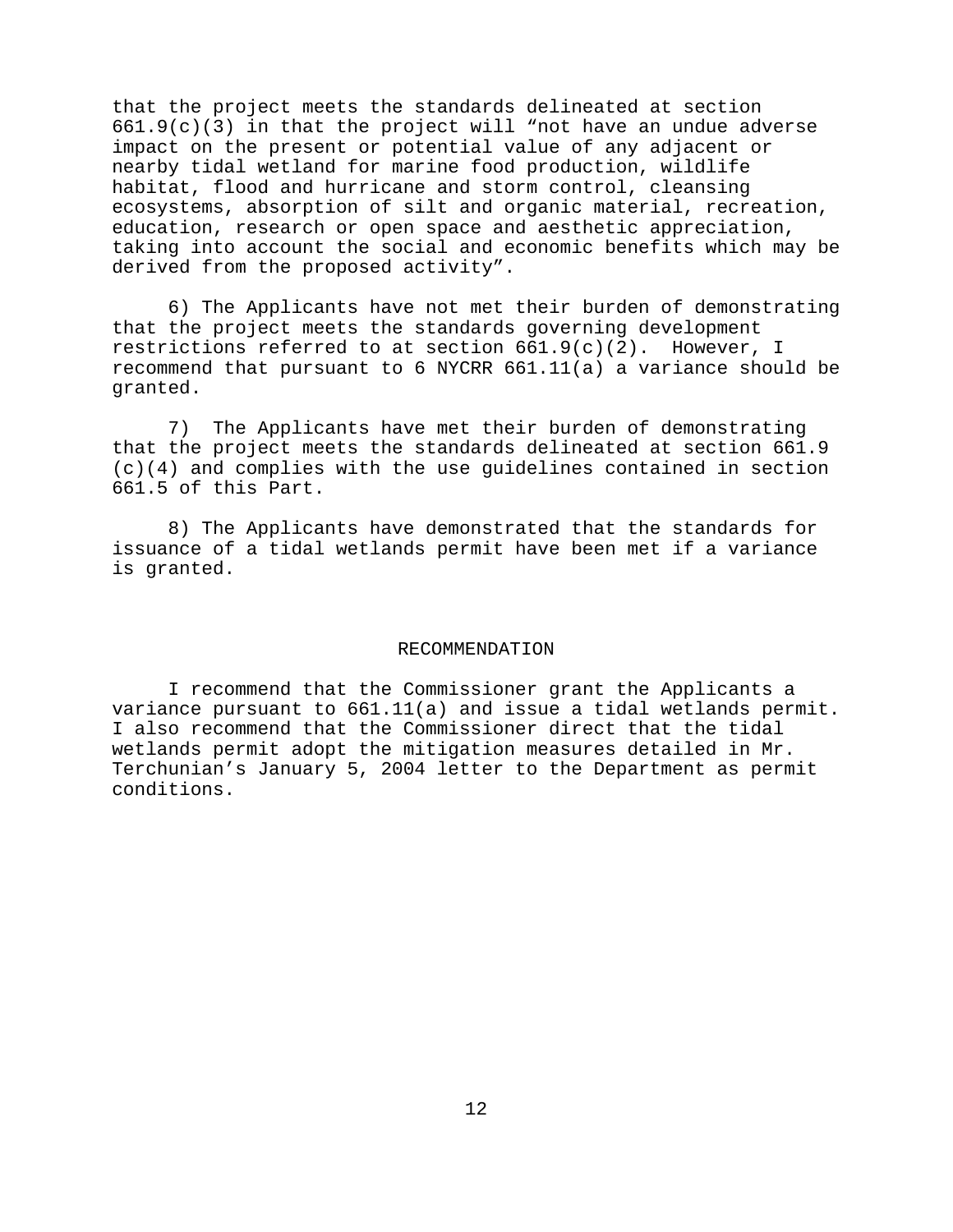that the project meets the standards delineated at section 661.9(c)(3) in that the project will "not have an undue adverse impact on the present or potential value of any adjacent or nearby tidal wetland for marine food production, wildlife habitat, flood and hurricane and storm control, cleansing ecosystems, absorption of silt and organic material, recreation, education, research or open space and aesthetic appreciation, taking into account the social and economic benefits which may be derived from the proposed activity".

6) The Applicants have not met their burden of demonstrating that the project meets the standards governing development restrictions referred to at section 661.9(c)(2). However, I recommend that pursuant to 6 NYCRR 661.11(a) a variance should be granted.

7) The Applicants have met their burden of demonstrating that the project meets the standards delineated at section 661.9 (c)(4) and complies with the use guidelines contained in section 661.5 of this Part.

8) The Applicants have demonstrated that the standards for issuance of a tidal wetlands permit have been met if a variance is granted.

## RECOMMENDATION

I recommend that the Commissioner grant the Applicants a variance pursuant to 661.11(a) and issue a tidal wetlands permit. I also recommend that the Commissioner direct that the tidal wetlands permit adopt the mitigation measures detailed in Mr. Terchunian's January 5, 2004 letter to the Department as permit conditions.